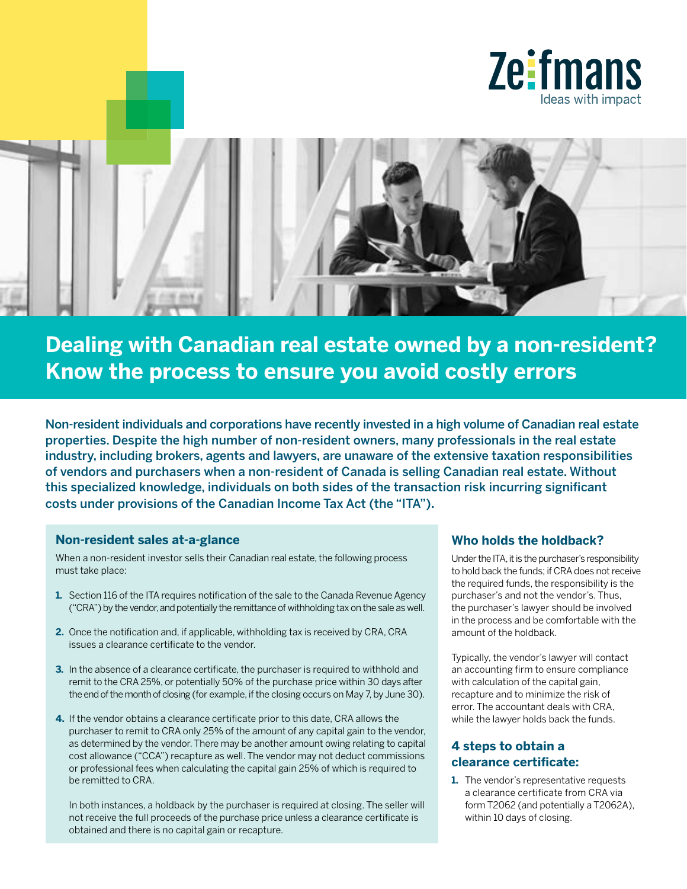# Dealing with Canadian real estate owned by a non-resident? Know the process to ensure you avoid costly errors

**Non-resident individuals and corporations have recently invested in a high volume of Canadian real estate properties. Despite the high number of non-resident owners, many professionals in the real estate industry, including brokers, agents and lawyers, are unaware of the extensive taxation responsibilities of vendors and purchasers when a non-resident of Canada is selling Canadian real estate. Without this specialized knowledge, individuals on both sides of the transaction risk incurring significant costs under provisions of the Canadian Income Tax Act (the "ITA").**

## Non-resident sales at-a-glance

When a non-resident investor sells their Canadian real estate, the following process must take place:

1. Section 116 of the ITA requires notification of the sale to the Canada Revenue Agency ("CRA") by the vendor, and potentially the remittance of withholding tax on the sale as well.
2. Once the notification and, if applicable, withholding tax is received by CRA, CRA issues a clearance certificate to the vendor.
3. In the absence of a clearance certificate, the purchaser is required to withhold and remit to the CRA 25%, or potentially 50% of the purchase price within 30 days after the end of the month of closing (for example, if the closing occurs on May 7, by June 30).
4. If the vendor obtains a clearance certificate prior to this date, CRA allows the purchaser to remit to CRA only 25% of the amount of any capital gain to the vendor, as determined by the vendor. There may be another amount owing relating to capital cost allowance ("CCA") recapture as well. The vendor may not deduct commissions or professional fees when calculating the capital gain 25% of which is required to be remitted to CRA.

   In both instances, a holdback by the purchaser is required at closing. The seller will not receive the full proceeds of the purchase price unless a clearance certificate is obtained and there is no capital gain or recapture.

## Who holds the holdback?

Under the ITA, it is the purchaser's responsibility to hold back the funds; if CRA does not receive the required funds, the responsibility is the purchaser's and not the vendor's. Thus, the purchaser's lawyer should be involved in the process and be comfortable with the amount of the holdback.

Typically, the vendor's lawyer will contact an accounting firm to ensure compliance with calculation of the capital gain, recapture and to minimize the risk of error. The accountant deals with CRA, while the lawyer holds back the funds.

## 4 steps to obtain a clearance certificate:

1. The vendor's representative requests a clearance certificate from CRA via form T2062 (and potentially a T2062A), within 10 days of closing.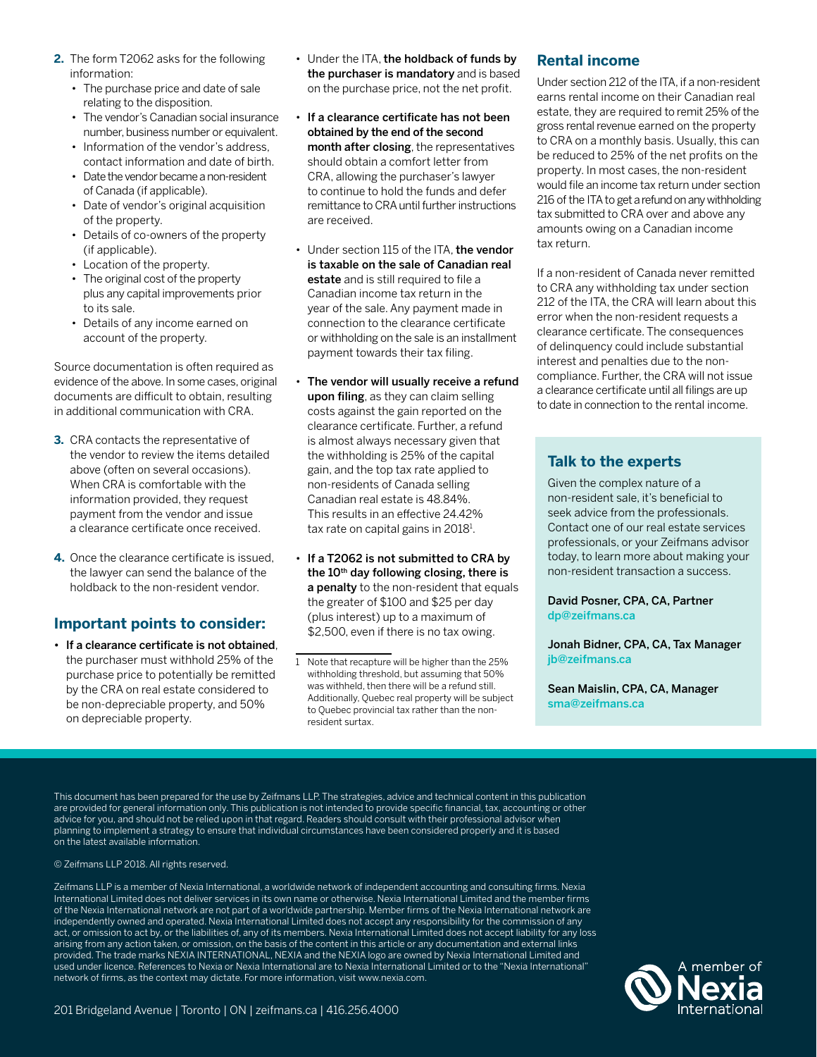2. The form T2062 asks for the following information:
   - The purchase price and date of sale relating to the disposition.
   - The vendor's Canadian social insurance number, business number or equivalent.
   - Information of the vendor's address, contact information and date of birth.
   - Date the vendor became a non-resident of Canada (if applicable).
   - Date of vendor's original acquisition of the property.
   - Details of co-owners of the property (if applicable).
   - Location of the property.
   - The original cost of the property plus any capital improvements prior to its sale.
   - Details of any income earned on account of the property.

Source documentation is often required as evidence of the above. In some cases, original documents are difficult to obtain, resulting in additional communication with CRA.

3. CRA contacts the representative of the vendor to review the items detailed above (often on several occasions). When CRA is comfortable with the information provided, they request payment from the vendor and issue a clearance certificate once received.

4. Once the clearance certificate is issued, the lawyer can send the balance of the holdback to the non-resident vendor.

## Important points to consider:

- **If a clearance certificate is not obtained**, the purchaser must withhold 25% of the purchase price to potentially be remitted by the CRA on real estate considered to be non-depreciable property, and 50% on depreciable property.
- Under the ITA, **the holdback of funds by the purchaser is mandatory** and is based on the purchase price, not the net profit.
- **If a clearance certificate has not been obtained by the end of the second month after closing**, the representatives should obtain a comfort letter from CRA, allowing the purchaser's lawyer to continue to hold the funds and defer remittance to CRA until further instructions are received.
- Under section 115 of the ITA, **the vendor is taxable on the sale of Canadian real estate** and is still required to file a Canadian income tax return in the year of the sale. Any payment made in connection to the clearance certificate or withholding on the sale is an installment payment towards their tax filing.
- **The vendor will usually receive a refund upon filing**, as they can claim selling costs against the gain reported on the clearance certificate. Further, a refund is almost always necessary given that the withholding is 25% of the capital gain, and the top tax rate applied to non-residents of Canada selling Canadian real estate is 48.84%. This results in an effective 24.42% tax rate on capital gains in 2018[1].
- **If a T2062 is not submitted to CRA by the 10th day following closing, there is a penalty** to the non-resident that equals the greater of $100 and $25 per day (plus interest) up to a maximum of $2,500, even if there is no tax owing.

1 Note that recapture will be higher than the 25% withholding threshold, but assuming that 50% was withheld, then there will be a refund still. Additionally, Quebec real property will be subject to Quebec provincial tax rather than the non-resident surtax.

## Rental income

Under section 212 of the ITA, if a non-resident earns rental income on their Canadian real estate, they are required to remit 25% of the gross rental revenue earned on the property to CRA on a monthly basis. Usually, this can be reduced to 25% of the net profits on the property. In most cases, the non-resident would file an income tax return under section 216 of the ITA to get a refund on any withholding tax submitted to CRA over and above any amounts owing on a Canadian income tax return.

If a non-resident of Canada never remitted to CRA any withholding tax under section 212 of the ITA, the CRA will learn about this error when the non-resident requests a clearance certificate. The consequences of delinquency could include substantial interest and penalties due to the non-compliance. Further, the CRA will not issue a clearance certificate until all filings are up to date in connection to the rental income.

## Talk to the experts

Given the complex nature of a non-resident sale, it's beneficial to seek advice from the professionals. Contact one of our real estate services professionals, or your Zeifmans advisor today, to learn more about making your non-resident transaction a success.

David Posner, CPA, CA, Partner
dp@zeifmans.ca

Jonah Bidner, CPA, CA, Tax Manager
jb@zeifmans.ca

Sean Maislin, CPA, CA, Manager
sma@zeifmans.ca

This document has been prepared for the use by Zeifmans LLP. The strategies, advice and technical content in this publication are provided for general information only. This publication is not intended to provide specific financial, tax, accounting or other advice for you, and should not be relied upon in that regard. Readers should consult with their professional advisor when planning to implement a strategy to ensure that individual circumstances have been considered properly and it is based on the latest available information.

© Zeifmans LLP 2018. All rights reserved.

Zeifmans LLP is a member of Nexia International, a worldwide network of independent accounting and consulting firms. Nexia International Limited does not deliver services in its own name or otherwise. Nexia International Limited and the member firms of the Nexia International network are not part of a worldwide partnership. Member firms of the Nexia International network are independently owned and operated. Nexia International Limited does not accept any responsibility for the commission of any act, or omission to act by, or the liabilities of, any of its members. Nexia International Limited does not accept liability for any loss arising from any action taken, or omission, on the basis of the content in this article or any documentation and external links provided. The trade marks NEXIA INTERNATIONAL, NEXIA and the NEXIA logo are owned by Nexia International Limited and used under licence. References to Nexia or Nexia International are to Nexia International Limited or to the "Nexia International" network of firms, as the context may dictate. For more information, visit www.nexia.com.

201 Bridgeland Avenue | Toronto | ON | zeifmans.ca | 416.256.4000

A member of Nexia International